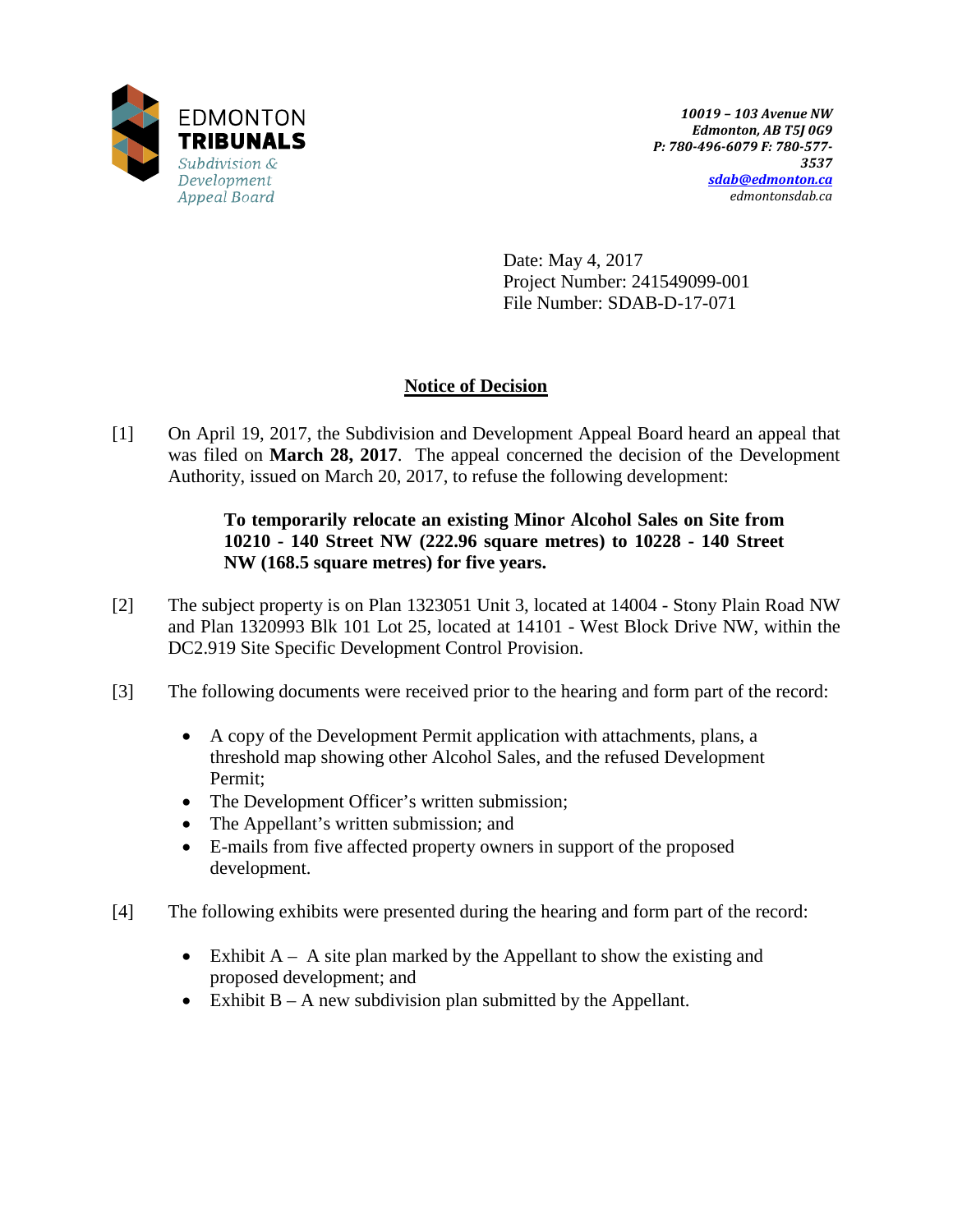EDMONTON
**TRIBUNALS**
*Subdivision & Development Appeal Board*

***10019 – 103 Avenue NW***
***Edmonton, AB T5J 0G9***
***P: 780-496-6079 F: 780-577-3537***
***sdab@edmonton.ca***
*edmontonsdab.ca*

Date: May 4, 2017
Project Number: 241549099-001
File Number: SDAB-D-17-071

## Notice of Decision

[1] On April 19, 2017, the Subdivision and Development Appeal Board heard an appeal that was filed on **March 28, 2017**. The appeal concerned the decision of the Development Authority, issued on March 20, 2017, to refuse the following development:

> **To temporarily relocate an existing Minor Alcohol Sales on Site from 10210 - 140 Street NW (222.96 square metres) to 10228 - 140 Street NW (168.5 square metres) for five years.**

[2] The subject property is on Plan 1323051 Unit 3, located at 14004 - Stony Plain Road NW and Plan 1320993 Blk 101 Lot 25, located at 14101 - West Block Drive NW, within the DC2.919 Site Specific Development Control Provision.

[3] The following documents were received prior to the hearing and form part of the record:

- A copy of the Development Permit application with attachments, plans, a threshold map showing other Alcohol Sales, and the refused Development Permit;
- The Development Officer's written submission;
- The Appellant's written submission; and
- E-mails from five affected property owners in support of the proposed development.

[4] The following exhibits were presented during the hearing and form part of the record:

- Exhibit A – A site plan marked by the Appellant to show the existing and proposed development; and
- Exhibit B – A new subdivision plan submitted by the Appellant.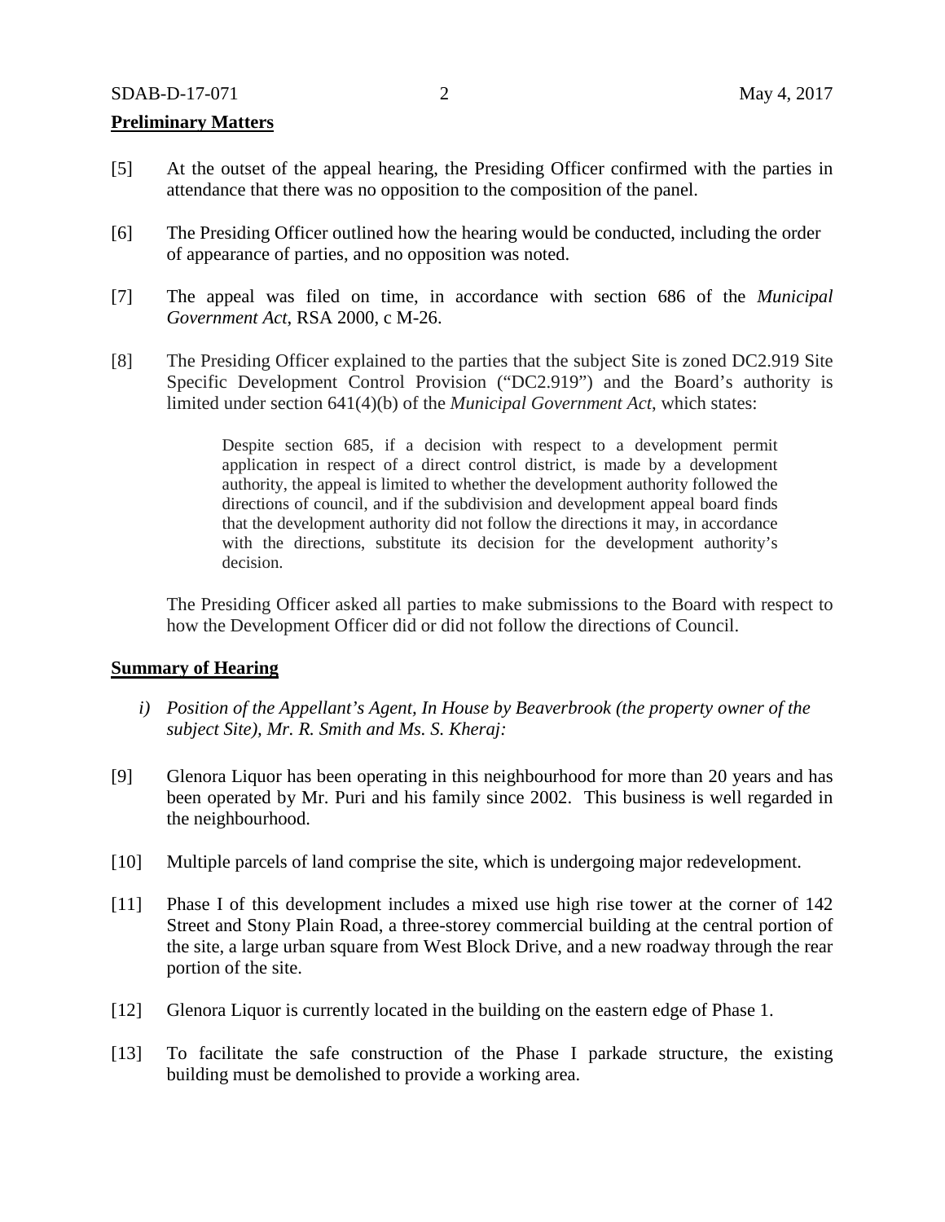**Preliminary Matters**

[5] At the outset of the appeal hearing, the Presiding Officer confirmed with the parties in attendance that there was no opposition to the composition of the panel.

[6] The Presiding Officer outlined how the hearing would be conducted, including the order of appearance of parties, and no opposition was noted.

[7] The appeal was filed on time, in accordance with section 686 of the *Municipal Government Act*, RSA 2000, c M-26.

[8] The Presiding Officer explained to the parties that the subject Site is zoned DC2.919 Site Specific Development Control Provision ("DC2.919") and the Board's authority is limited under section 641(4)(b) of the *Municipal Government Act*, which states:

> Despite section 685, if a decision with respect to a development permit application in respect of a direct control district, is made by a development authority, the appeal is limited to whether the development authority followed the directions of council, and if the subdivision and development appeal board finds that the development authority did not follow the directions it may, in accordance with the directions, substitute its decision for the development authority's decision.

The Presiding Officer asked all parties to make submissions to the Board with respect to how the Development Officer did or did not follow the directions of Council.

**Summary of Hearing**

*i) Position of the Appellant's Agent, In House by Beaverbrook (the property owner of the subject Site), Mr. R. Smith and Ms. S. Kheraj:*

[9] Glenora Liquor has been operating in this neighbourhood for more than 20 years and has been operated by Mr. Puri and his family since 2002. This business is well regarded in the neighbourhood.

[10] Multiple parcels of land comprise the site, which is undergoing major redevelopment.

[11] Phase I of this development includes a mixed use high rise tower at the corner of 142 Street and Stony Plain Road, a three-storey commercial building at the central portion of the site, a large urban square from West Block Drive, and a new roadway through the rear portion of the site.

[12] Glenora Liquor is currently located in the building on the eastern edge of Phase 1.

[13] To facilitate the safe construction of the Phase I parkade structure, the existing building must be demolished to provide a working area.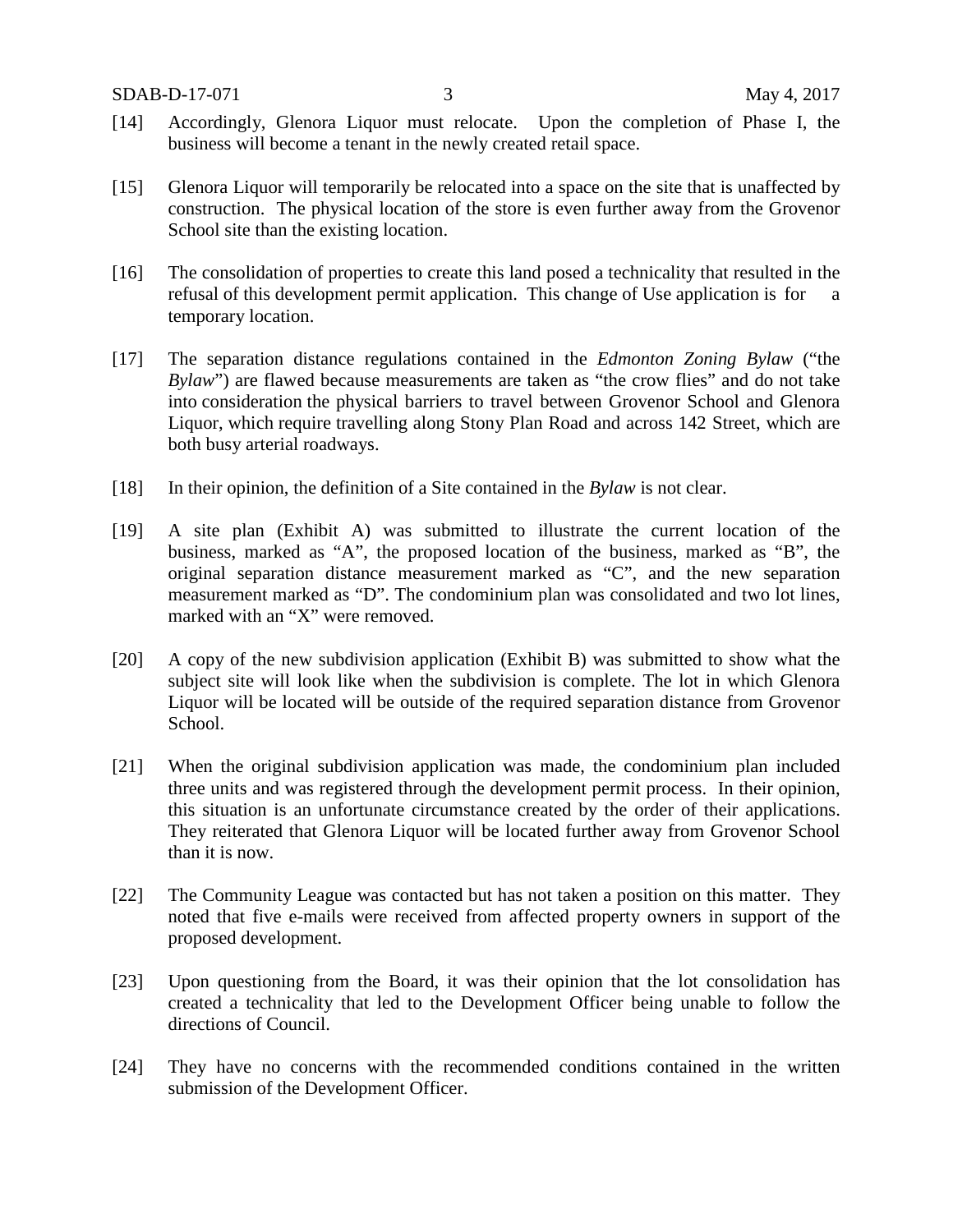[14] Accordingly, Glenora Liquor must relocate. Upon the completion of Phase I, the business will become a tenant in the newly created retail space.

[15] Glenora Liquor will temporarily be relocated into a space on the site that is unaffected by construction. The physical location of the store is even further away from the Grovenor School site than the existing location.

[16] The consolidation of properties to create this land posed a technicality that resulted in the refusal of this development permit application. This change of Use application is for a temporary location.

[17] The separation distance regulations contained in the *Edmonton Zoning Bylaw* ("the *Bylaw*") are flawed because measurements are taken as "the crow flies" and do not take into consideration the physical barriers to travel between Grovenor School and Glenora Liquor, which require travelling along Stony Plan Road and across 142 Street, which are both busy arterial roadways.

[18] In their opinion, the definition of a Site contained in the *Bylaw* is not clear.

[19] A site plan (Exhibit A) was submitted to illustrate the current location of the business, marked as "A", the proposed location of the business, marked as "B", the original separation distance measurement marked as "C", and the new separation measurement marked as "D". The condominium plan was consolidated and two lot lines, marked with an "X" were removed.

[20] A copy of the new subdivision application (Exhibit B) was submitted to show what the subject site will look like when the subdivision is complete. The lot in which Glenora Liquor will be located will be outside of the required separation distance from Grovenor School.

[21] When the original subdivision application was made, the condominium plan included three units and was registered through the development permit process. In their opinion, this situation is an unfortunate circumstance created by the order of their applications. They reiterated that Glenora Liquor will be located further away from Grovenor School than it is now.

[22] The Community League was contacted but has not taken a position on this matter. They noted that five e-mails were received from affected property owners in support of the proposed development.

[23] Upon questioning from the Board, it was their opinion that the lot consolidation has created a technicality that led to the Development Officer being unable to follow the directions of Council.

[24] They have no concerns with the recommended conditions contained in the written submission of the Development Officer.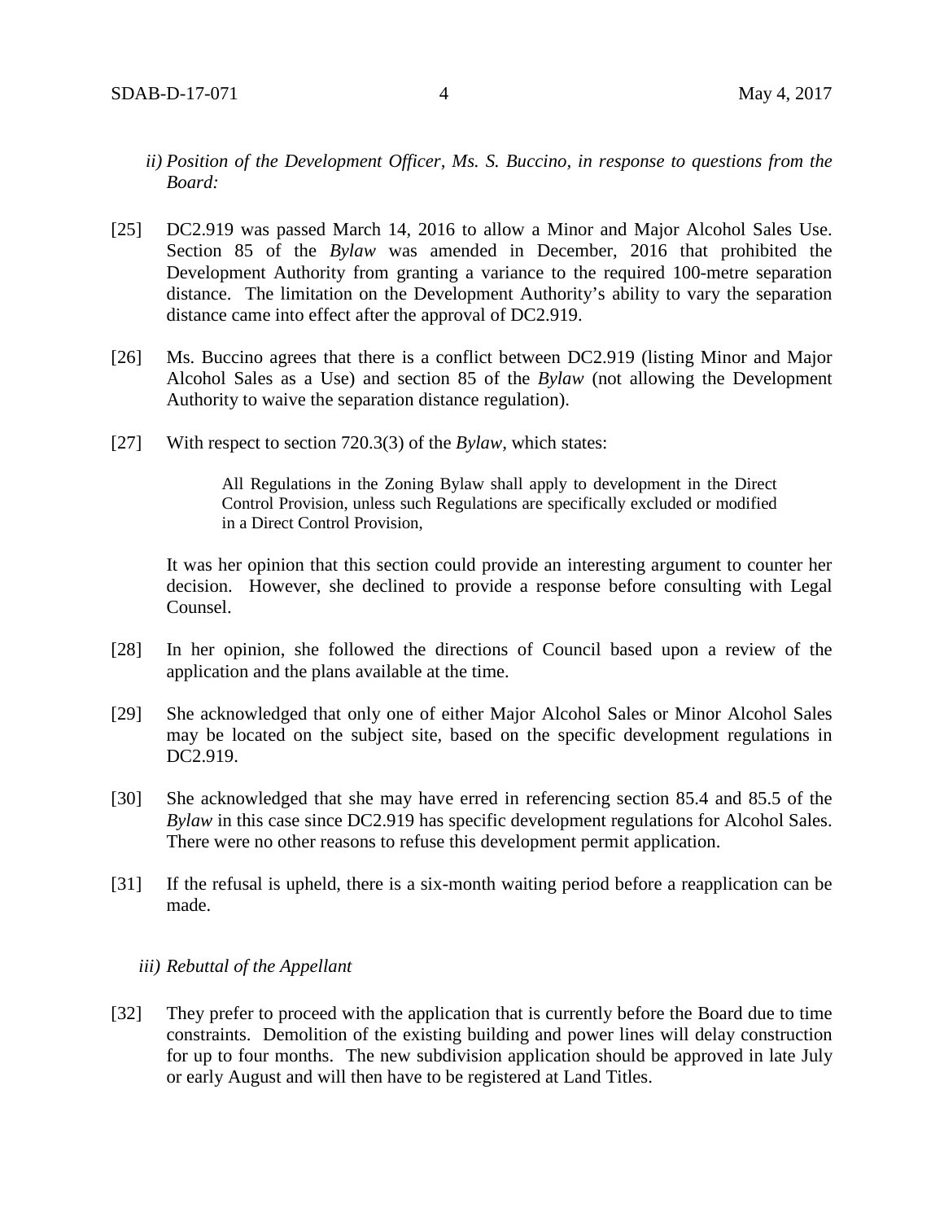*ii) Position of the Development Officer, Ms. S. Buccino, in response to questions from the Board:*

[25] DC2.919 was passed March 14, 2016 to allow a Minor and Major Alcohol Sales Use. Section 85 of the *Bylaw* was amended in December, 2016 that prohibited the Development Authority from granting a variance to the required 100-metre separation distance. The limitation on the Development Authority's ability to vary the separation distance came into effect after the approval of DC2.919.

[26] Ms. Buccino agrees that there is a conflict between DC2.919 (listing Minor and Major Alcohol Sales as a Use) and section 85 of the *Bylaw* (not allowing the Development Authority to waive the separation distance regulation).

[27] With respect to section 720.3(3) of the *Bylaw,* which states:

> All Regulations in the Zoning Bylaw shall apply to development in the Direct Control Provision, unless such Regulations are specifically excluded or modified in a Direct Control Provision,

It was her opinion that this section could provide an interesting argument to counter her decision. However, she declined to provide a response before consulting with Legal Counsel.

[28] In her opinion, she followed the directions of Council based upon a review of the application and the plans available at the time.

[29] She acknowledged that only one of either Major Alcohol Sales or Minor Alcohol Sales may be located on the subject site, based on the specific development regulations in DC2.919.

[30] She acknowledged that she may have erred in referencing section 85.4 and 85.5 of the *Bylaw* in this case since DC2.919 has specific development regulations for Alcohol Sales. There were no other reasons to refuse this development permit application.

[31] If the refusal is upheld, there is a six-month waiting period before a reapplication can be made.

*iii) Rebuttal of the Appellant*

[32] They prefer to proceed with the application that is currently before the Board due to time constraints. Demolition of the existing building and power lines will delay construction for up to four months. The new subdivision application should be approved in late July or early August and will then have to be registered at Land Titles.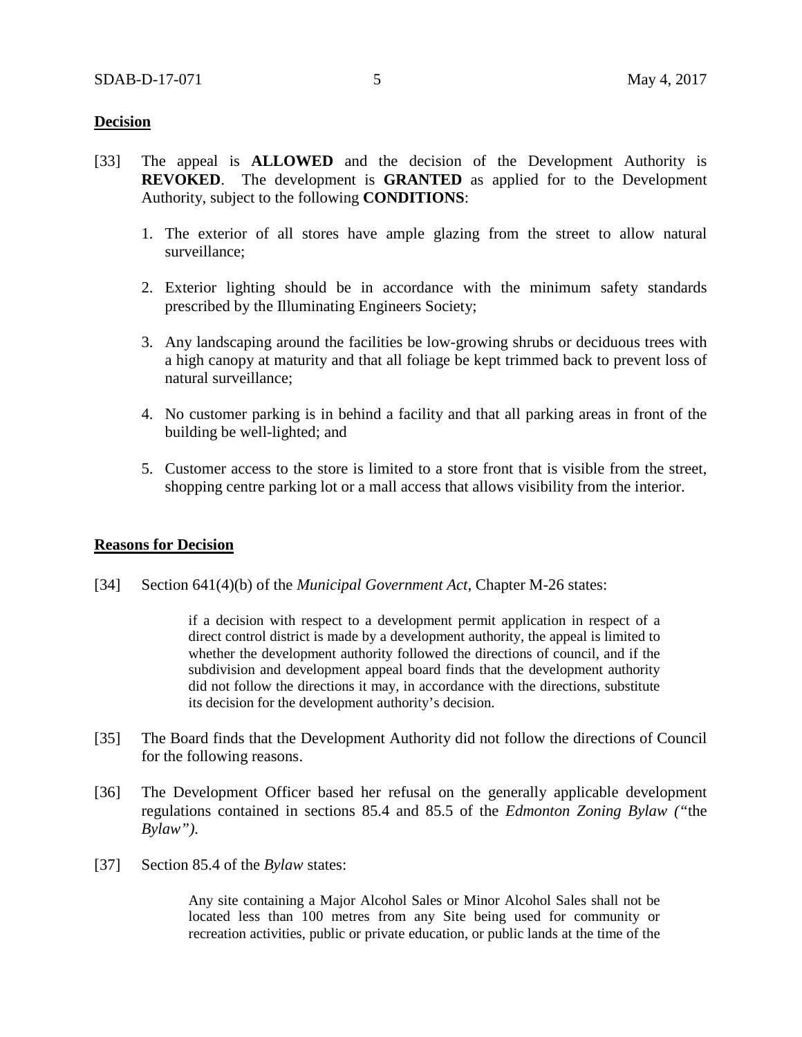**Decision**

[33] The appeal is **ALLOWED** and the decision of the Development Authority is **REVOKED**. The development is **GRANTED** as applied for to the Development Authority, subject to the following **CONDITIONS**:

1. The exterior of all stores have ample glazing from the street to allow natural surveillance;

2. Exterior lighting should be in accordance with the minimum safety standards prescribed by the Illuminating Engineers Society;

3. Any landscaping around the facilities be low-growing shrubs or deciduous trees with a high canopy at maturity and that all foliage be kept trimmed back to prevent loss of natural surveillance;

4. No customer parking is in behind a facility and that all parking areas in front of the building be well-lighted; and

5. Customer access to the store is limited to a store front that is visible from the street, shopping centre parking lot or a mall access that allows visibility from the interior.

**Reasons for Decision**

[34] Section 641(4)(b) of the *Municipal Government Act*, Chapter M-26 states:

> if a decision with respect to a development permit application in respect of a direct control district is made by a development authority, the appeal is limited to whether the development authority followed the directions of council, and if the subdivision and development appeal board finds that the development authority did not follow the directions it may, in accordance with the directions, substitute its decision for the development authority's decision.

[35] The Board finds that the Development Authority did not follow the directions of Council for the following reasons.

[36] The Development Officer based her refusal on the generally applicable development regulations contained in sections 85.4 and 85.5 of the *Edmonton Zoning Bylaw ("*the *Bylaw")*.

[37] Section 85.4 of the *Bylaw* states:

> Any site containing a Major Alcohol Sales or Minor Alcohol Sales shall not be located less than 100 metres from any Site being used for community or recreation activities, public or private education, or public lands at the time of the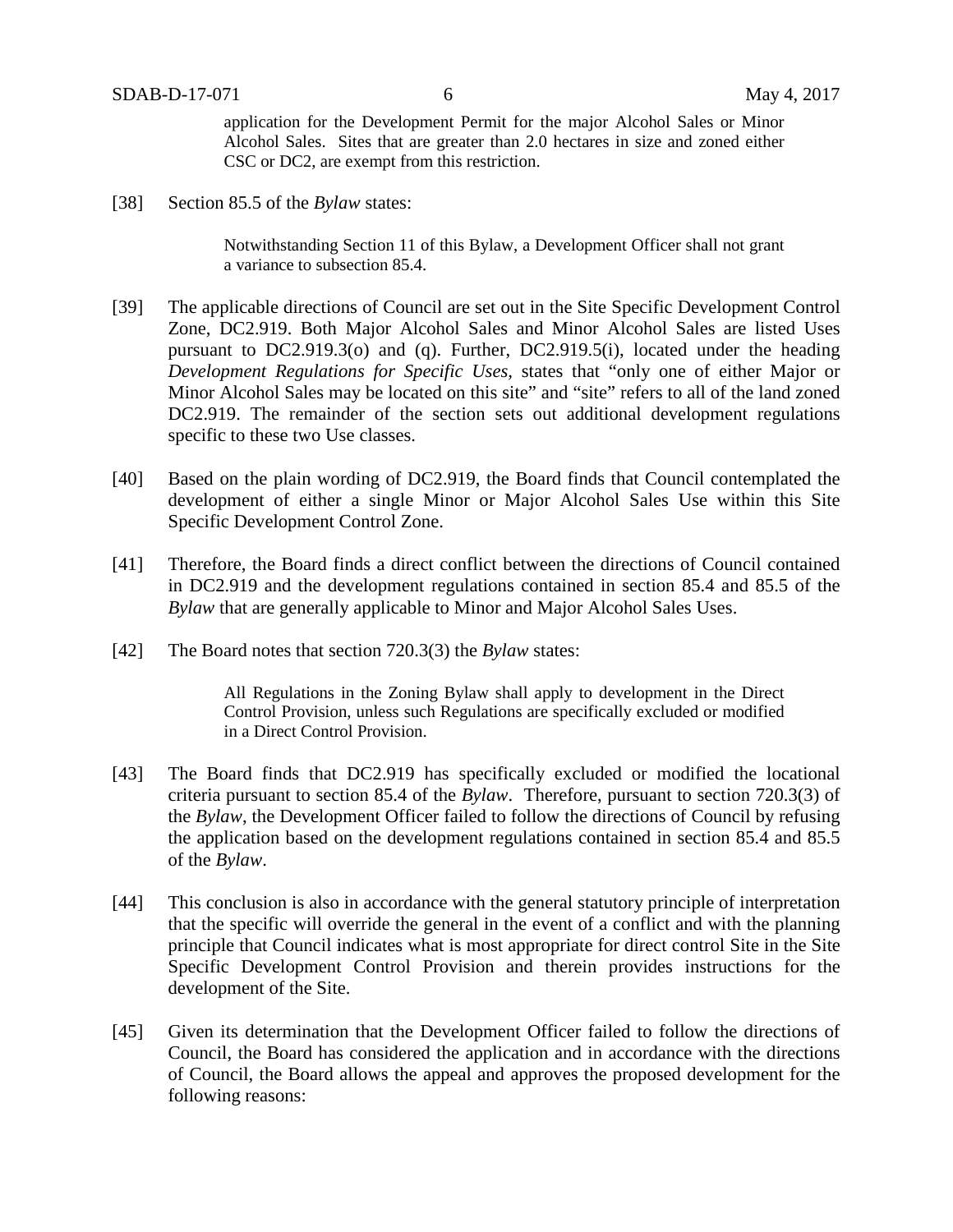> application for the Development Permit for the major Alcohol Sales or Minor Alcohol Sales. Sites that are greater than 2.0 hectares in size and zoned either CSC or DC2, are exempt from this restriction.

[38] Section 85.5 of the *Bylaw* states:

> Notwithstanding Section 11 of this Bylaw, a Development Officer shall not grant a variance to subsection 85.4.

[39] The applicable directions of Council are set out in the Site Specific Development Control Zone, DC2.919. Both Major Alcohol Sales and Minor Alcohol Sales are listed Uses pursuant to DC2.919.3(o) and (q). Further, DC2.919.5(i), located under the heading *Development Regulations for Specific Uses*, states that "only one of either Major or Minor Alcohol Sales may be located on this site" and "site" refers to all of the land zoned DC2.919. The remainder of the section sets out additional development regulations specific to these two Use classes.

[40] Based on the plain wording of DC2.919, the Board finds that Council contemplated the development of either a single Minor or Major Alcohol Sales Use within this Site Specific Development Control Zone.

[41] Therefore, the Board finds a direct conflict between the directions of Council contained in DC2.919 and the development regulations contained in section 85.4 and 85.5 of the *Bylaw* that are generally applicable to Minor and Major Alcohol Sales Uses.

[42] The Board notes that section 720.3(3) the *Bylaw* states:

> All Regulations in the Zoning Bylaw shall apply to development in the Direct Control Provision, unless such Regulations are specifically excluded or modified in a Direct Control Provision.

[43] The Board finds that DC2.919 has specifically excluded or modified the locational criteria pursuant to section 85.4 of the *Bylaw*. Therefore, pursuant to section 720.3(3) of the *Bylaw*, the Development Officer failed to follow the directions of Council by refusing the application based on the development regulations contained in section 85.4 and 85.5 of the *Bylaw*.

[44] This conclusion is also in accordance with the general statutory principle of interpretation that the specific will override the general in the event of a conflict and with the planning principle that Council indicates what is most appropriate for direct control Site in the Site Specific Development Control Provision and therein provides instructions for the development of the Site.

[45] Given its determination that the Development Officer failed to follow the directions of Council, the Board has considered the application and in accordance with the directions of Council, the Board allows the appeal and approves the proposed development for the following reasons: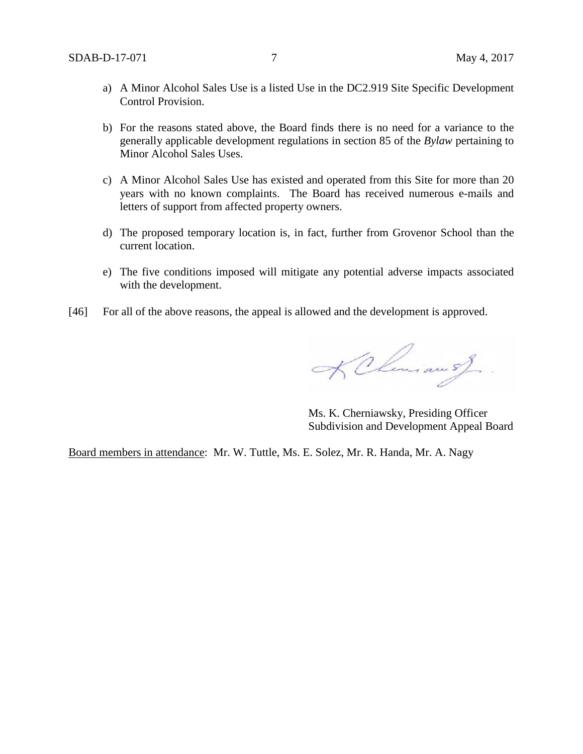a) A Minor Alcohol Sales Use is a listed Use in the DC2.919 Site Specific Development Control Provision.

b) For the reasons stated above, the Board finds there is no need for a variance to the generally applicable development regulations in section 85 of the *Bylaw* pertaining to Minor Alcohol Sales Uses.

c) A Minor Alcohol Sales Use has existed and operated from this Site for more than 20 years with no known complaints. The Board has received numerous e-mails and letters of support from affected property owners.

d) The proposed temporary location is, in fact, further from Grovenor School than the current location.

e) The five conditions imposed will mitigate any potential adverse impacts associated with the development.

[46] For all of the above reasons, the appeal is allowed and the development is approved.

Ms. K. Cherniawsky, Presiding Officer
Subdivision and Development Appeal Board

Board members in attendance: Mr. W. Tuttle, Ms. E. Solez, Mr. R. Handa, Mr. A. Nagy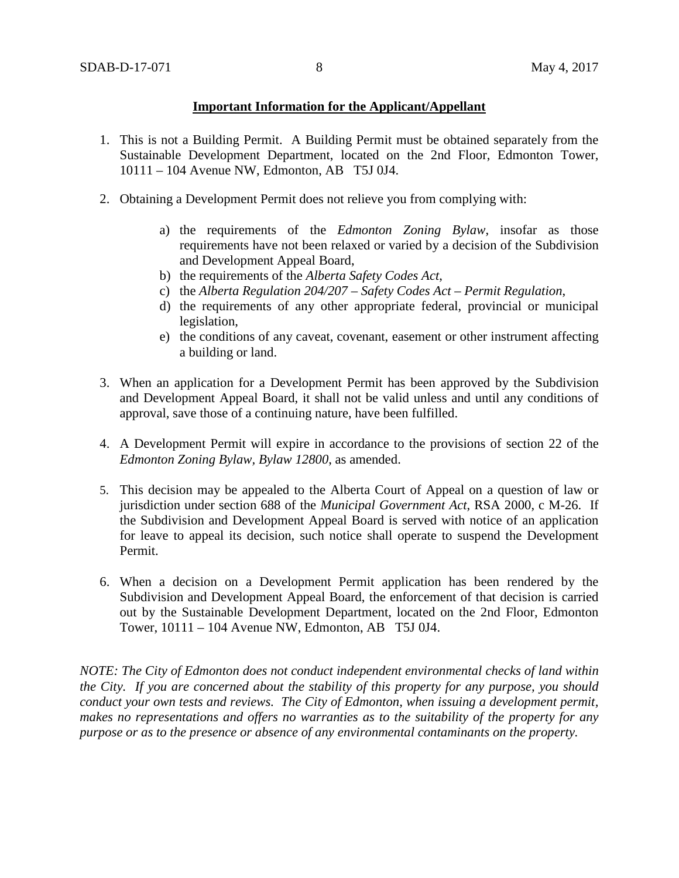**Important Information for the Applicant/Appellant**

1. This is not a Building Permit. A Building Permit must be obtained separately from the Sustainable Development Department, located on the 2nd Floor, Edmonton Tower, 10111 – 104 Avenue NW, Edmonton, AB T5J 0J4.

2. Obtaining a Development Permit does not relieve you from complying with:

    a) the requirements of the *Edmonton Zoning Bylaw*, insofar as those requirements have not been relaxed or varied by a decision of the Subdivision and Development Appeal Board,
    b) the requirements of the *Alberta Safety Codes Act*,
    c) the *Alberta Regulation 204/207 – Safety Codes Act – Permit Regulation*,
    d) the requirements of any other appropriate federal, provincial or municipal legislation,
    e) the conditions of any caveat, covenant, easement or other instrument affecting a building or land.

3. When an application for a Development Permit has been approved by the Subdivision and Development Appeal Board, it shall not be valid unless and until any conditions of approval, save those of a continuing nature, have been fulfilled.

4. A Development Permit will expire in accordance to the provisions of section 22 of the *Edmonton Zoning Bylaw, Bylaw 12800*, as amended.

5. This decision may be appealed to the Alberta Court of Appeal on a question of law or jurisdiction under section 688 of the *Municipal Government Act*, RSA 2000, c M-26. If the Subdivision and Development Appeal Board is served with notice of an application for leave to appeal its decision, such notice shall operate to suspend the Development Permit.

6. When a decision on a Development Permit application has been rendered by the Subdivision and Development Appeal Board, the enforcement of that decision is carried out by the Sustainable Development Department, located on the 2nd Floor, Edmonton Tower, 10111 – 104 Avenue NW, Edmonton, AB T5J 0J4.

*NOTE: The City of Edmonton does not conduct independent environmental checks of land within the City. If you are concerned about the stability of this property for any purpose, you should conduct your own tests and reviews. The City of Edmonton, when issuing a development permit, makes no representations and offers no warranties as to the suitability of the property for any purpose or as to the presence or absence of any environmental contaminants on the property.*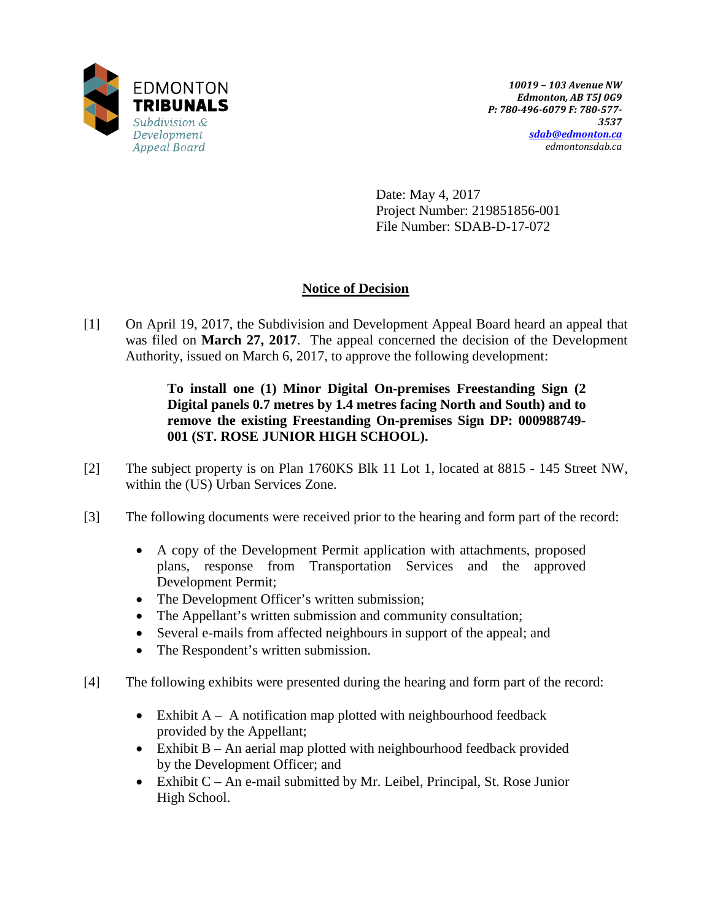EDMONTON
**TRIBUNALS**
*Subdivision & Development Appeal Board*

*10019 – 103 Avenue NW*
*Edmonton, AB T5J 0G9*
*P: 780-496-6079 F: 780-577-3537*
*sdab@edmonton.ca*
*edmontonsdab.ca*

Date: May 4, 2017
Project Number: 219851856-001
File Number: SDAB-D-17-072

## Notice of Decision

[1] On April 19, 2017, the Subdivision and Development Appeal Board heard an appeal that was filed on **March 27, 2017**. The appeal concerned the decision of the Development Authority, issued on March 6, 2017, to approve the following development:

> **To install one (1) Minor Digital On-premises Freestanding Sign (2 Digital panels 0.7 metres by 1.4 metres facing North and South) and to remove the existing Freestanding On-premises Sign DP: 000988749-001 (ST. ROSE JUNIOR HIGH SCHOOL).**

[2] The subject property is on Plan 1760KS Blk 11 Lot 1, located at 8815 - 145 Street NW, within the (US) Urban Services Zone.

[3] The following documents were received prior to the hearing and form part of the record:

- A copy of the Development Permit application with attachments, proposed plans, response from Transportation Services and the approved Development Permit;
- The Development Officer's written submission;
- The Appellant's written submission and community consultation;
- Several e-mails from affected neighbours in support of the appeal; and
- The Respondent's written submission.

[4] The following exhibits were presented during the hearing and form part of the record:

- Exhibit A – A notification map plotted with neighbourhood feedback provided by the Appellant;
- Exhibit B – An aerial map plotted with neighbourhood feedback provided by the Development Officer; and
- Exhibit C – An e-mail submitted by Mr. Leibel, Principal, St. Rose Junior High School.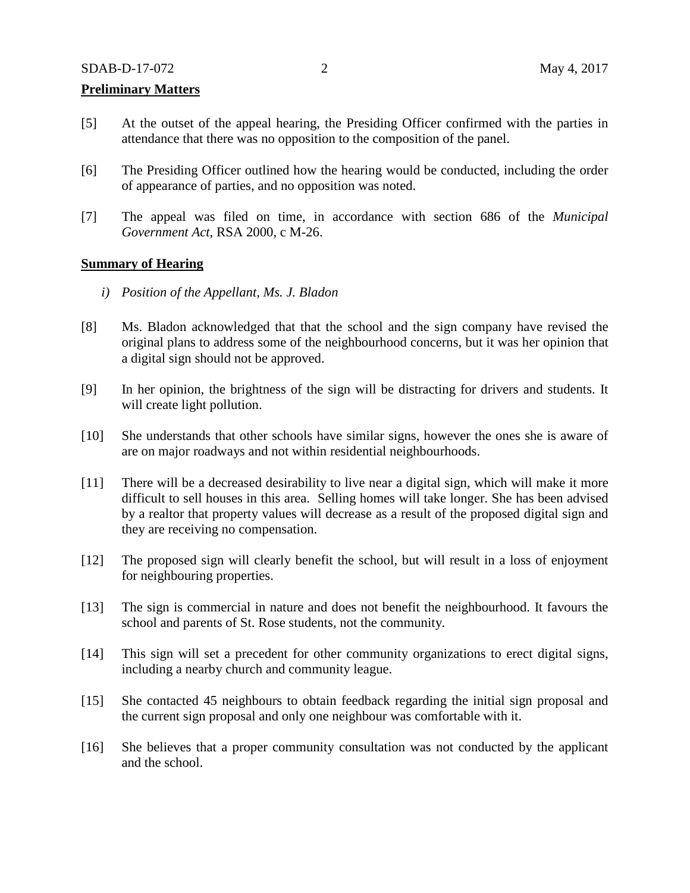**Preliminary Matters**

[5] At the outset of the appeal hearing, the Presiding Officer confirmed with the parties in attendance that there was no opposition to the composition of the panel.

[6] The Presiding Officer outlined how the hearing would be conducted, including the order of appearance of parties, and no opposition was noted.

[7] The appeal was filed on time, in accordance with section 686 of the *Municipal Government Act*, RSA 2000, c M-26.

**Summary of Hearing**

*i) Position of the Appellant, Ms. J. Bladon*

[8] Ms. Bladon acknowledged that that the school and the sign company have revised the original plans to address some of the neighbourhood concerns, but it was her opinion that a digital sign should not be approved.

[9] In her opinion, the brightness of the sign will be distracting for drivers and students. It will create light pollution.

[10] She understands that other schools have similar signs, however the ones she is aware of are on major roadways and not within residential neighbourhoods.

[11] There will be a decreased desirability to live near a digital sign, which will make it more difficult to sell houses in this area. Selling homes will take longer. She has been advised by a realtor that property values will decrease as a result of the proposed digital sign and they are receiving no compensation.

[12] The proposed sign will clearly benefit the school, but will result in a loss of enjoyment for neighbouring properties.

[13] The sign is commercial in nature and does not benefit the neighbourhood. It favours the school and parents of St. Rose students, not the community.

[14] This sign will set a precedent for other community organizations to erect digital signs, including a nearby church and community league.

[15] She contacted 45 neighbours to obtain feedback regarding the initial sign proposal and the current sign proposal and only one neighbour was comfortable with it.

[16] She believes that a proper community consultation was not conducted by the applicant and the school.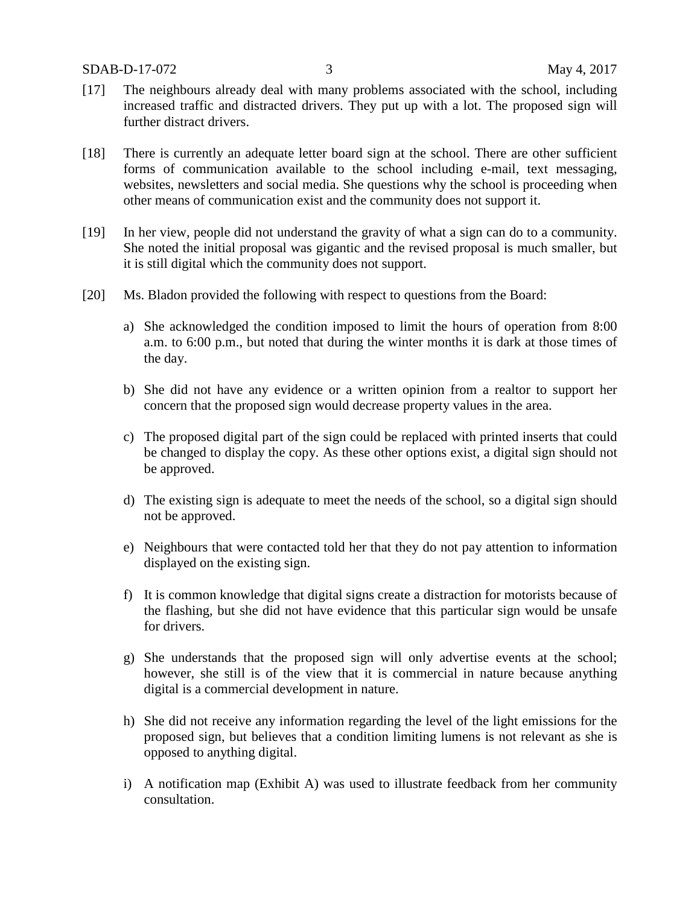[17] The neighbours already deal with many problems associated with the school, including increased traffic and distracted drivers. They put up with a lot. The proposed sign will further distract drivers.

[18] There is currently an adequate letter board sign at the school. There are other sufficient forms of communication available to the school including e-mail, text messaging, websites, newsletters and social media. She questions why the school is proceeding when other means of communication exist and the community does not support it.

[19] In her view, people did not understand the gravity of what a sign can do to a community. She noted the initial proposal was gigantic and the revised proposal is much smaller, but it is still digital which the community does not support.

[20] Ms. Bladon provided the following with respect to questions from the Board:

a) She acknowledged the condition imposed to limit the hours of operation from 8:00 a.m. to 6:00 p.m., but noted that during the winter months it is dark at those times of the day.

b) She did not have any evidence or a written opinion from a realtor to support her concern that the proposed sign would decrease property values in the area.

c) The proposed digital part of the sign could be replaced with printed inserts that could be changed to display the copy. As these other options exist, a digital sign should not be approved.

d) The existing sign is adequate to meet the needs of the school, so a digital sign should not be approved.

e) Neighbours that were contacted told her that they do not pay attention to information displayed on the existing sign.

f) It is common knowledge that digital signs create a distraction for motorists because of the flashing, but she did not have evidence that this particular sign would be unsafe for drivers.

g) She understands that the proposed sign will only advertise events at the school; however, she still is of the view that it is commercial in nature because anything digital is a commercial development in nature.

h) She did not receive any information regarding the level of the light emissions for the proposed sign, but believes that a condition limiting lumens is not relevant as she is opposed to anything digital.

i) A notification map (Exhibit A) was used to illustrate feedback from her community consultation.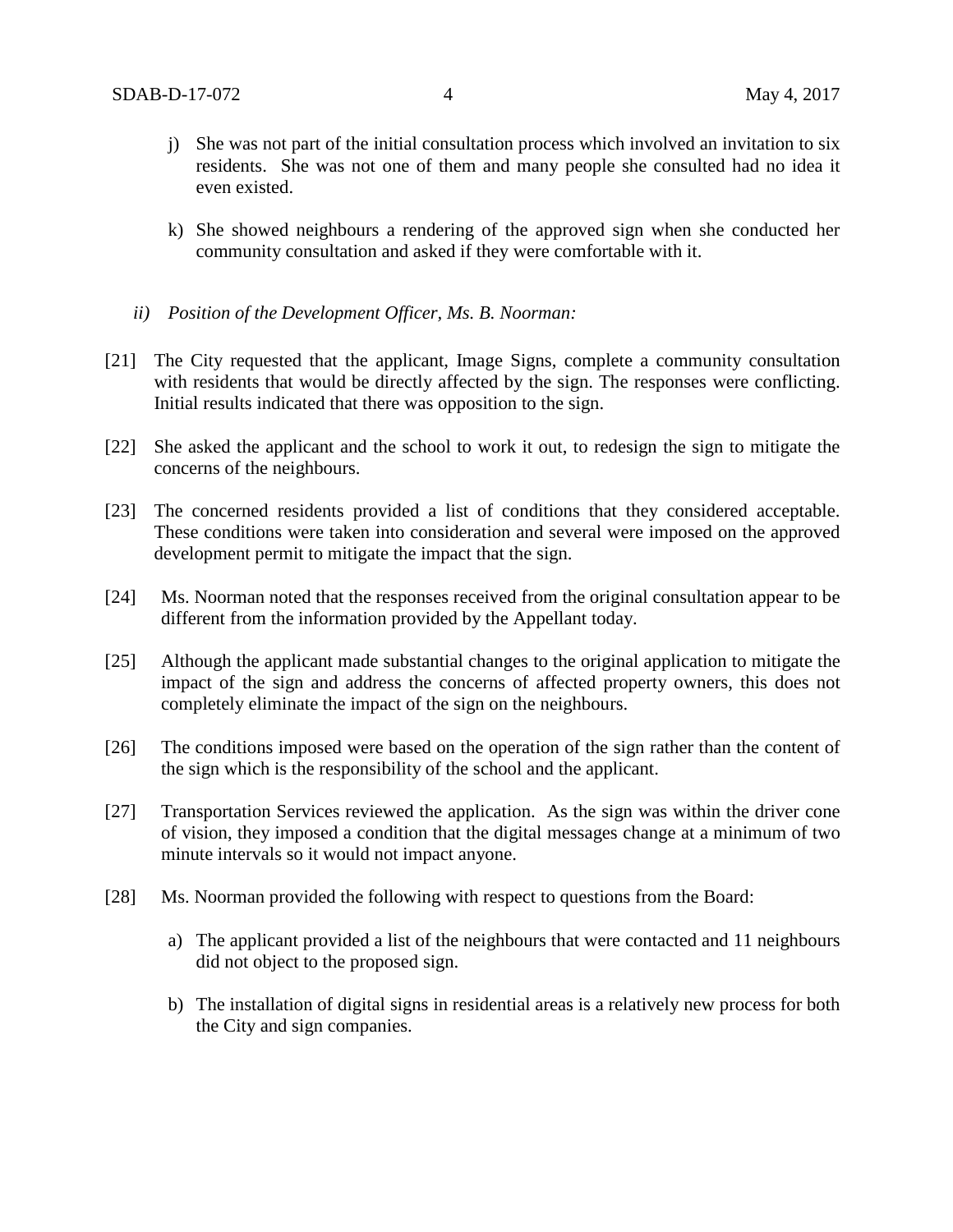j) She was not part of the initial consultation process which involved an invitation to six residents. She was not one of them and many people she consulted had no idea it even existed.

k) She showed neighbours a rendering of the approved sign when she conducted her community consultation and asked if they were comfortable with it.

*ii) Position of the Development Officer, Ms. B. Noorman:*

[21] The City requested that the applicant, Image Signs, complete a community consultation with residents that would be directly affected by the sign. The responses were conflicting. Initial results indicated that there was opposition to the sign.

[22] She asked the applicant and the school to work it out, to redesign the sign to mitigate the concerns of the neighbours.

[23] The concerned residents provided a list of conditions that they considered acceptable. These conditions were taken into consideration and several were imposed on the approved development permit to mitigate the impact that the sign.

[24] Ms. Noorman noted that the responses received from the original consultation appear to be different from the information provided by the Appellant today.

[25] Although the applicant made substantial changes to the original application to mitigate the impact of the sign and address the concerns of affected property owners, this does not completely eliminate the impact of the sign on the neighbours.

[26] The conditions imposed were based on the operation of the sign rather than the content of the sign which is the responsibility of the school and the applicant.

[27] Transportation Services reviewed the application. As the sign was within the driver cone of vision, they imposed a condition that the digital messages change at a minimum of two minute intervals so it would not impact anyone.

[28] Ms. Noorman provided the following with respect to questions from the Board:

a) The applicant provided a list of the neighbours that were contacted and 11 neighbours did not object to the proposed sign.

b) The installation of digital signs in residential areas is a relatively new process for both the City and sign companies.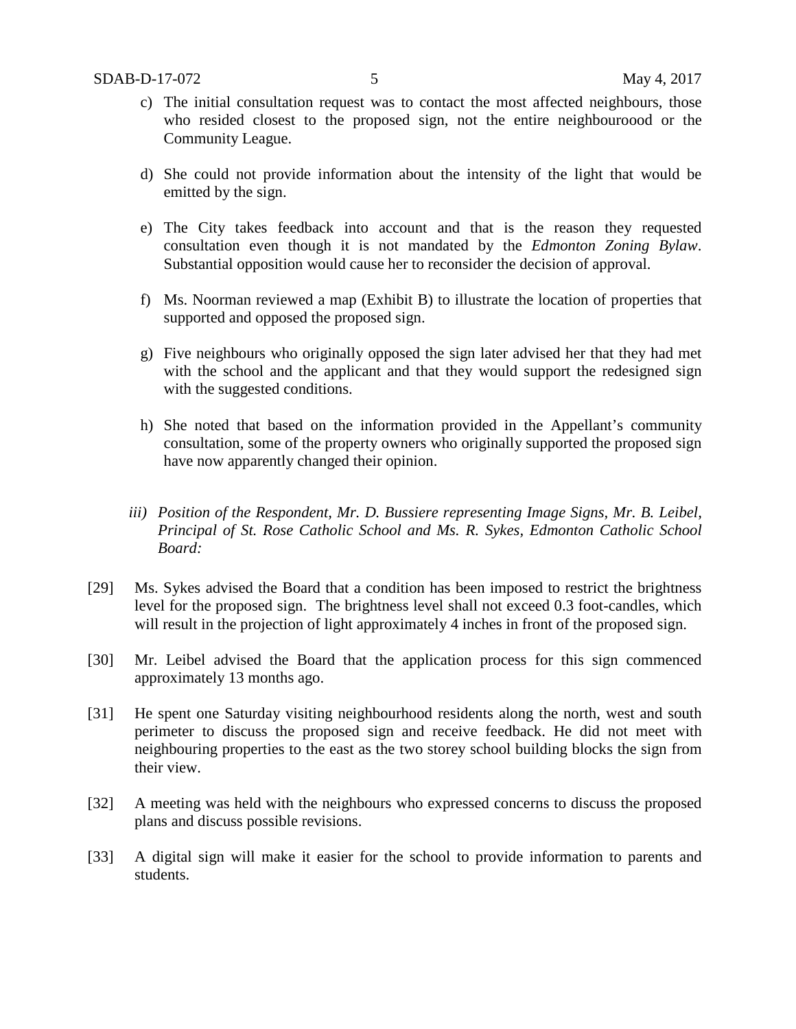c) The initial consultation request was to contact the most affected neighbours, those who resided closest to the proposed sign, not the entire neighbouroood or the Community League.

d) She could not provide information about the intensity of the light that would be emitted by the sign.

e) The City takes feedback into account and that is the reason they requested consultation even though it is not mandated by the *Edmonton Zoning Bylaw*. Substantial opposition would cause her to reconsider the decision of approval.

f) Ms. Noorman reviewed a map (Exhibit B) to illustrate the location of properties that supported and opposed the proposed sign.

g) Five neighbours who originally opposed the sign later advised her that they had met with the school and the applicant and that they would support the redesigned sign with the suggested conditions.

h) She noted that based on the information provided in the Appellant's community consultation, some of the property owners who originally supported the proposed sign have now apparently changed their opinion.

*iii) Position of the Respondent, Mr. D. Bussiere representing Image Signs, Mr. B. Leibel, Principal of St. Rose Catholic School and Ms. R. Sykes, Edmonton Catholic School Board:*

[29] Ms. Sykes advised the Board that a condition has been imposed to restrict the brightness level for the proposed sign. The brightness level shall not exceed 0.3 foot-candles, which will result in the projection of light approximately 4 inches in front of the proposed sign.

[30] Mr. Leibel advised the Board that the application process for this sign commenced approximately 13 months ago.

[31] He spent one Saturday visiting neighbourhood residents along the north, west and south perimeter to discuss the proposed sign and receive feedback. He did not meet with neighbouring properties to the east as the two storey school building blocks the sign from their view.

[32] A meeting was held with the neighbours who expressed concerns to discuss the proposed plans and discuss possible revisions.

[33] A digital sign will make it easier for the school to provide information to parents and students.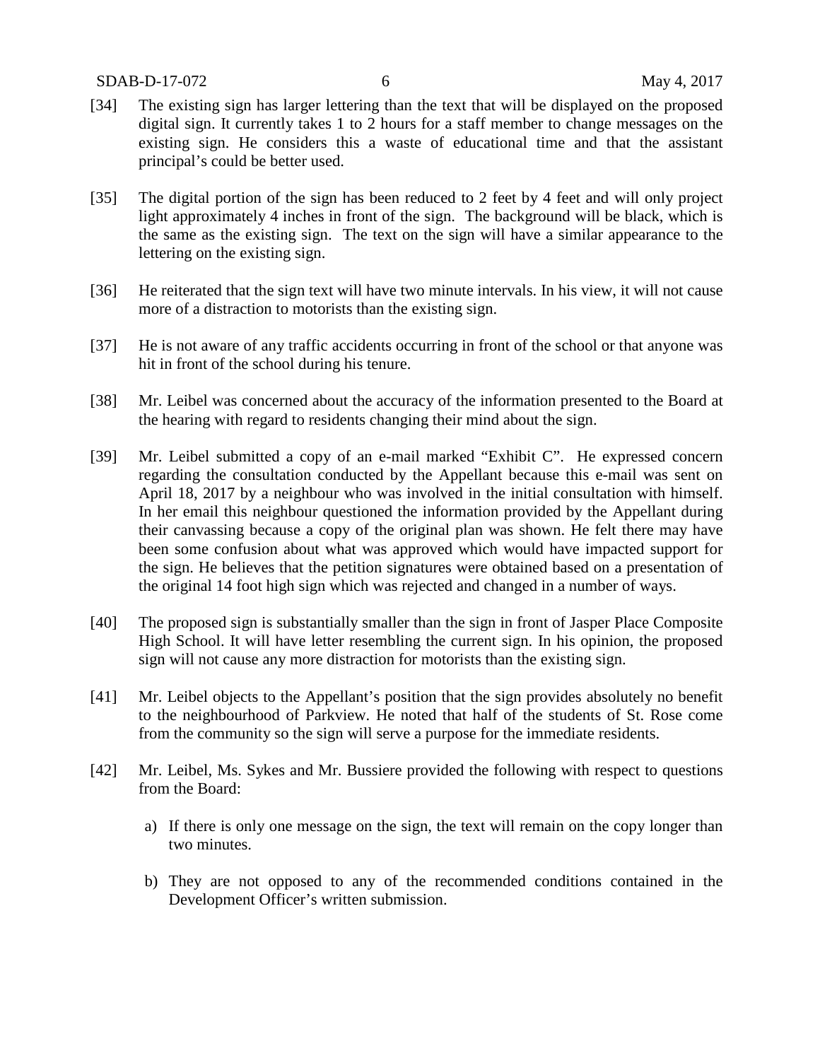[34] The existing sign has larger lettering than the text that will be displayed on the proposed digital sign. It currently takes 1 to 2 hours for a staff member to change messages on the existing sign. He considers this a waste of educational time and that the assistant principal's could be better used.

[35] The digital portion of the sign has been reduced to 2 feet by 4 feet and will only project light approximately 4 inches in front of the sign. The background will be black, which is the same as the existing sign. The text on the sign will have a similar appearance to the lettering on the existing sign.

[36] He reiterated that the sign text will have two minute intervals. In his view, it will not cause more of a distraction to motorists than the existing sign.

[37] He is not aware of any traffic accidents occurring in front of the school or that anyone was hit in front of the school during his tenure.

[38] Mr. Leibel was concerned about the accuracy of the information presented to the Board at the hearing with regard to residents changing their mind about the sign.

[39] Mr. Leibel submitted a copy of an e-mail marked "Exhibit C". He expressed concern regarding the consultation conducted by the Appellant because this e-mail was sent on April 18, 2017 by a neighbour who was involved in the initial consultation with himself. In her email this neighbour questioned the information provided by the Appellant during their canvassing because a copy of the original plan was shown. He felt there may have been some confusion about what was approved which would have impacted support for the sign. He believes that the petition signatures were obtained based on a presentation of the original 14 foot high sign which was rejected and changed in a number of ways.

[40] The proposed sign is substantially smaller than the sign in front of Jasper Place Composite High School. It will have letter resembling the current sign. In his opinion, the proposed sign will not cause any more distraction for motorists than the existing sign.

[41] Mr. Leibel objects to the Appellant's position that the sign provides absolutely no benefit to the neighbourhood of Parkview. He noted that half of the students of St. Rose come from the community so the sign will serve a purpose for the immediate residents.

[42] Mr. Leibel, Ms. Sykes and Mr. Bussiere provided the following with respect to questions from the Board:

a) If there is only one message on the sign, the text will remain on the copy longer than two minutes.

b) They are not opposed to any of the recommended conditions contained in the Development Officer's written submission.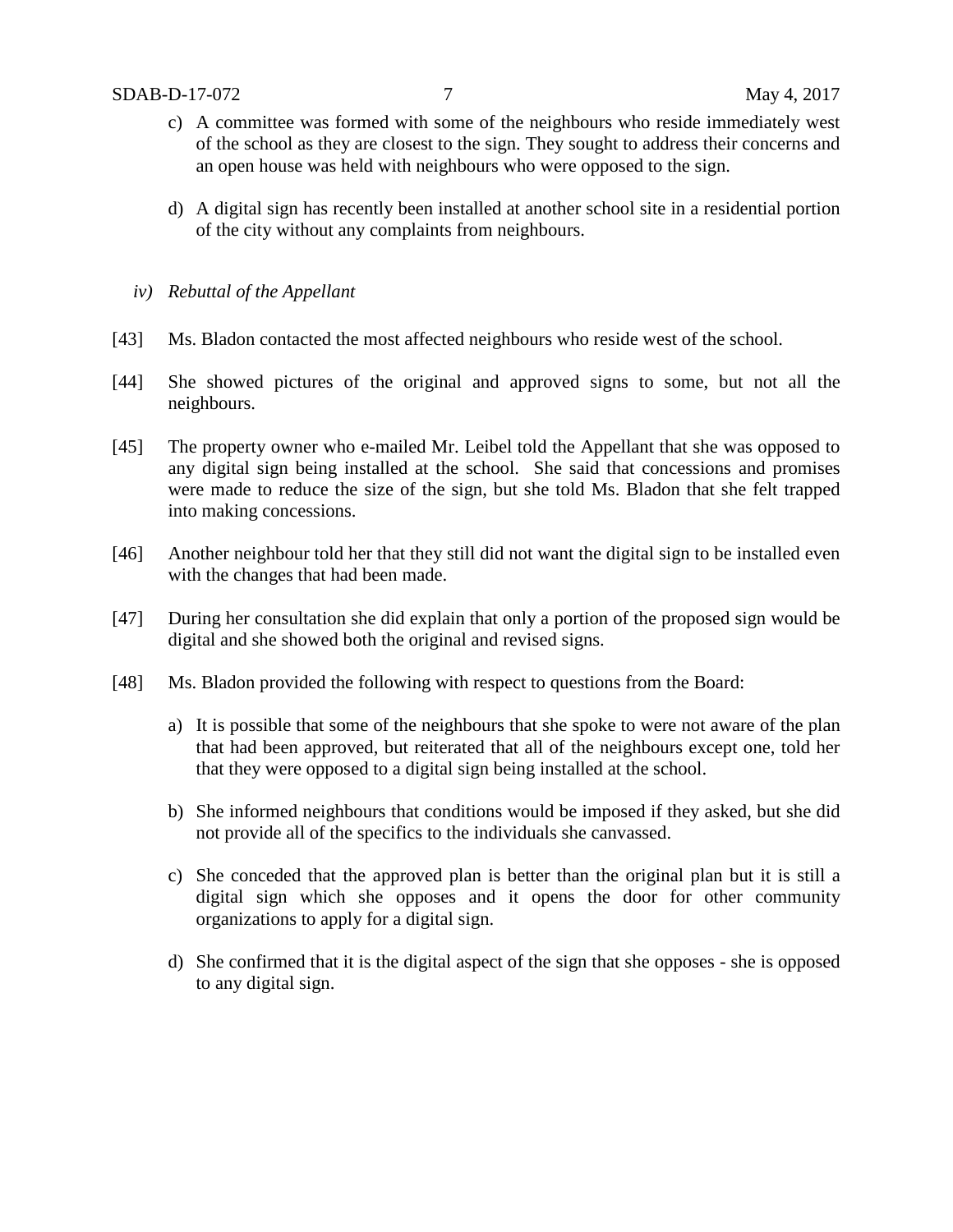c) A committee was formed with some of the neighbours who reside immediately west of the school as they are closest to the sign. They sought to address their concerns and an open house was held with neighbours who were opposed to the sign.

d) A digital sign has recently been installed at another school site in a residential portion of the city without any complaints from neighbours.

*iv) Rebuttal of the Appellant*

[43] Ms. Bladon contacted the most affected neighbours who reside west of the school.

[44] She showed pictures of the original and approved signs to some, but not all the neighbours.

[45] The property owner who e-mailed Mr. Leibel told the Appellant that she was opposed to any digital sign being installed at the school. She said that concessions and promises were made to reduce the size of the sign, but she told Ms. Bladon that she felt trapped into making concessions.

[46] Another neighbour told her that they still did not want the digital sign to be installed even with the changes that had been made.

[47] During her consultation she did explain that only a portion of the proposed sign would be digital and she showed both the original and revised signs.

[48] Ms. Bladon provided the following with respect to questions from the Board:

a) It is possible that some of the neighbours that she spoke to were not aware of the plan that had been approved, but reiterated that all of the neighbours except one, told her that they were opposed to a digital sign being installed at the school.

b) She informed neighbours that conditions would be imposed if they asked, but she did not provide all of the specifics to the individuals she canvassed.

c) She conceded that the approved plan is better than the original plan but it is still a digital sign which she opposes and it opens the door for other community organizations to apply for a digital sign.

d) She confirmed that it is the digital aspect of the sign that she opposes - she is opposed to any digital sign.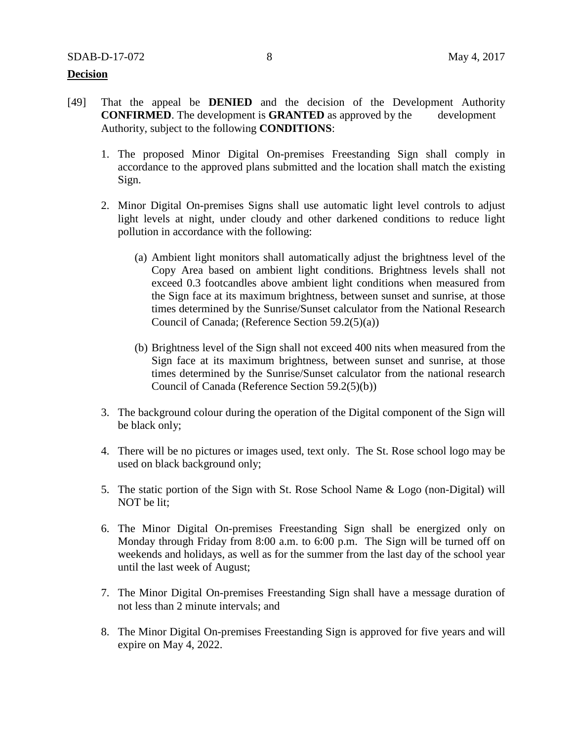**Decision**

[49] That the appeal be **DENIED** and the decision of the Development Authority **CONFIRMED**. The development is **GRANTED** as approved by the development Authority, subject to the following **CONDITIONS**:

1. The proposed Minor Digital On-premises Freestanding Sign shall comply in accordance to the approved plans submitted and the location shall match the existing Sign.

2. Minor Digital On-premises Signs shall use automatic light level controls to adjust light levels at night, under cloudy and other darkened conditions to reduce light pollution in accordance with the following:

   (a) Ambient light monitors shall automatically adjust the brightness level of the Copy Area based on ambient light conditions. Brightness levels shall not exceed 0.3 footcandles above ambient light conditions when measured from the Sign face at its maximum brightness, between sunset and sunrise, at those times determined by the Sunrise/Sunset calculator from the National Research Council of Canada; (Reference Section 59.2(5)(a))

   (b) Brightness level of the Sign shall not exceed 400 nits when measured from the Sign face at its maximum brightness, between sunset and sunrise, at those times determined by the Sunrise/Sunset calculator from the national research Council of Canada (Reference Section 59.2(5)(b))

3. The background colour during the operation of the Digital component of the Sign will be black only;

4. There will be no pictures or images used, text only. The St. Rose school logo may be used on black background only;

5. The static portion of the Sign with St. Rose School Name & Logo (non-Digital) will NOT be lit;

6. The Minor Digital On-premises Freestanding Sign shall be energized only on Monday through Friday from 8:00 a.m. to 6:00 p.m. The Sign will be turned off on weekends and holidays, as well as for the summer from the last day of the school year until the last week of August;

7. The Minor Digital On-premises Freestanding Sign shall have a message duration of not less than 2 minute intervals; and

8. The Minor Digital On-premises Freestanding Sign is approved for five years and will expire on May 4, 2022.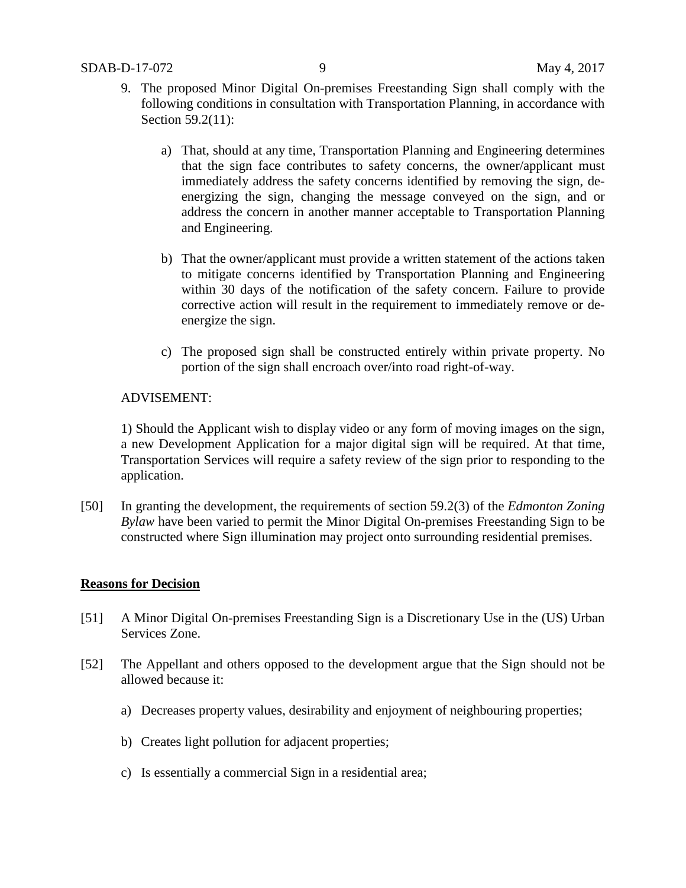9. The proposed Minor Digital On-premises Freestanding Sign shall comply with the following conditions in consultation with Transportation Planning, in accordance with Section 59.2(11):

   a) That, should at any time, Transportation Planning and Engineering determines that the sign face contributes to safety concerns, the owner/applicant must immediately address the safety concerns identified by removing the sign, de-energizing the sign, changing the message conveyed on the sign, and or address the concern in another manner acceptable to Transportation Planning and Engineering.

   b) That the owner/applicant must provide a written statement of the actions taken to mitigate concerns identified by Transportation Planning and Engineering within 30 days of the notification of the safety concern. Failure to provide corrective action will result in the requirement to immediately remove or de-energize the sign.

   c) The proposed sign shall be constructed entirely within private property. No portion of the sign shall encroach over/into road right-of-way.

ADVISEMENT:

1) Should the Applicant wish to display video or any form of moving images on the sign, a new Development Application for a major digital sign will be required. At that time, Transportation Services will require a safety review of the sign prior to responding to the application.

[50] In granting the development, the requirements of section 59.2(3) of the *Edmonton Zoning Bylaw* have been varied to permit the Minor Digital On-premises Freestanding Sign to be constructed where Sign illumination may project onto surrounding residential premises.

**Reasons for Decision**

[51] A Minor Digital On-premises Freestanding Sign is a Discretionary Use in the (US) Urban Services Zone.

[52] The Appellant and others opposed to the development argue that the Sign should not be allowed because it:

a) Decreases property values, desirability and enjoyment of neighbouring properties;

b) Creates light pollution for adjacent properties;

c) Is essentially a commercial Sign in a residential area;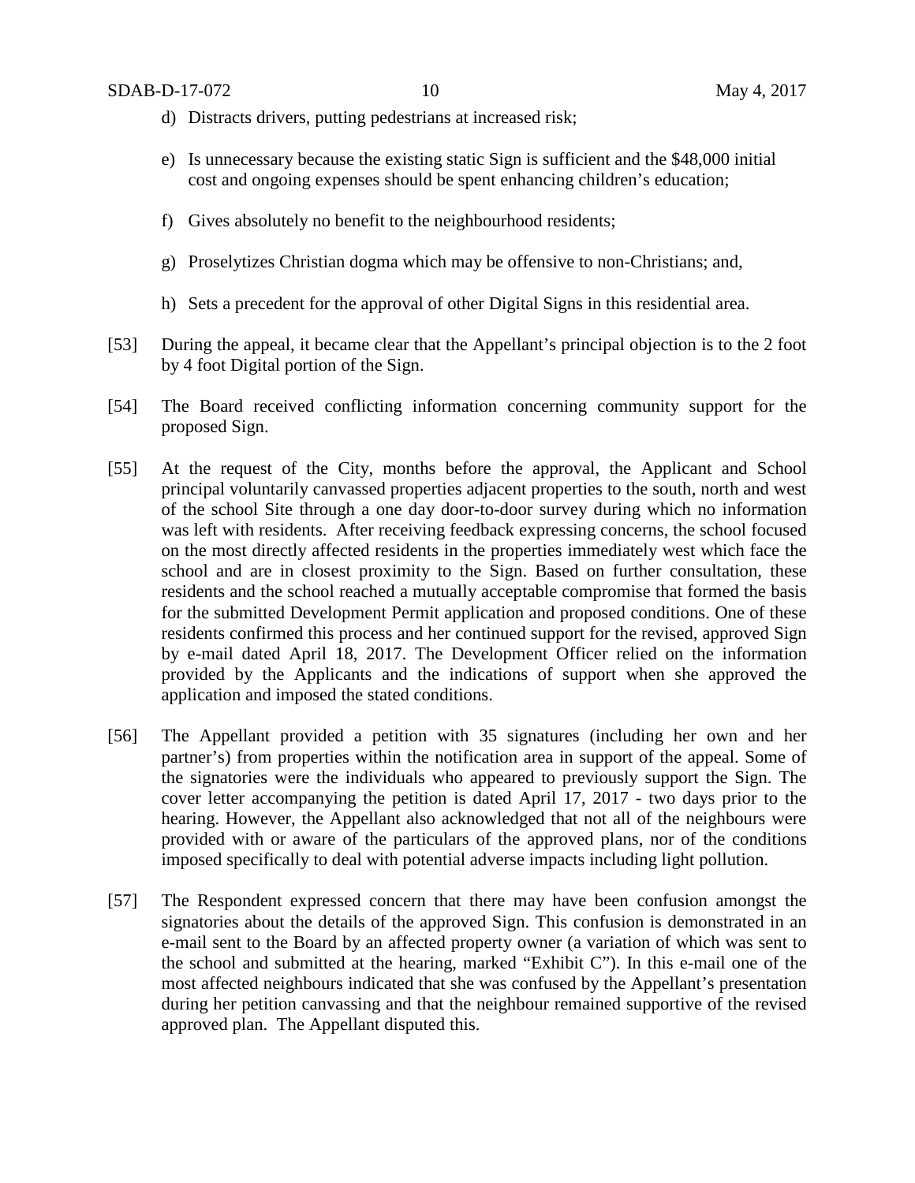d) Distracts drivers, putting pedestrians at increased risk;

e) Is unnecessary because the existing static Sign is sufficient and the $48,000 initial cost and ongoing expenses should be spent enhancing children's education;

f) Gives absolutely no benefit to the neighbourhood residents;

g) Proselytizes Christian dogma which may be offensive to non-Christians; and,

h) Sets a precedent for the approval of other Digital Signs in this residential area.

[53] During the appeal, it became clear that the Appellant's principal objection is to the 2 foot by 4 foot Digital portion of the Sign.

[54] The Board received conflicting information concerning community support for the proposed Sign.

[55] At the request of the City, months before the approval, the Applicant and School principal voluntarily canvassed properties adjacent properties to the south, north and west of the school Site through a one day door-to-door survey during which no information was left with residents. After receiving feedback expressing concerns, the school focused on the most directly affected residents in the properties immediately west which face the school and are in closest proximity to the Sign. Based on further consultation, these residents and the school reached a mutually acceptable compromise that formed the basis for the submitted Development Permit application and proposed conditions. One of these residents confirmed this process and her continued support for the revised, approved Sign by e-mail dated April 18, 2017. The Development Officer relied on the information provided by the Applicants and the indications of support when she approved the application and imposed the stated conditions.

[56] The Appellant provided a petition with 35 signatures (including her own and her partner's) from properties within the notification area in support of the appeal. Some of the signatories were the individuals who appeared to previously support the Sign. The cover letter accompanying the petition is dated April 17, 2017 - two days prior to the hearing. However, the Appellant also acknowledged that not all of the neighbours were provided with or aware of the particulars of the approved plans, nor of the conditions imposed specifically to deal with potential adverse impacts including light pollution.

[57] The Respondent expressed concern that there may have been confusion amongst the signatories about the details of the approved Sign. This confusion is demonstrated in an e-mail sent to the Board by an affected property owner (a variation of which was sent to the school and submitted at the hearing, marked "Exhibit C"). In this e-mail one of the most affected neighbours indicated that she was confused by the Appellant's presentation during her petition canvassing and that the neighbour remained supportive of the revised approved plan. The Appellant disputed this.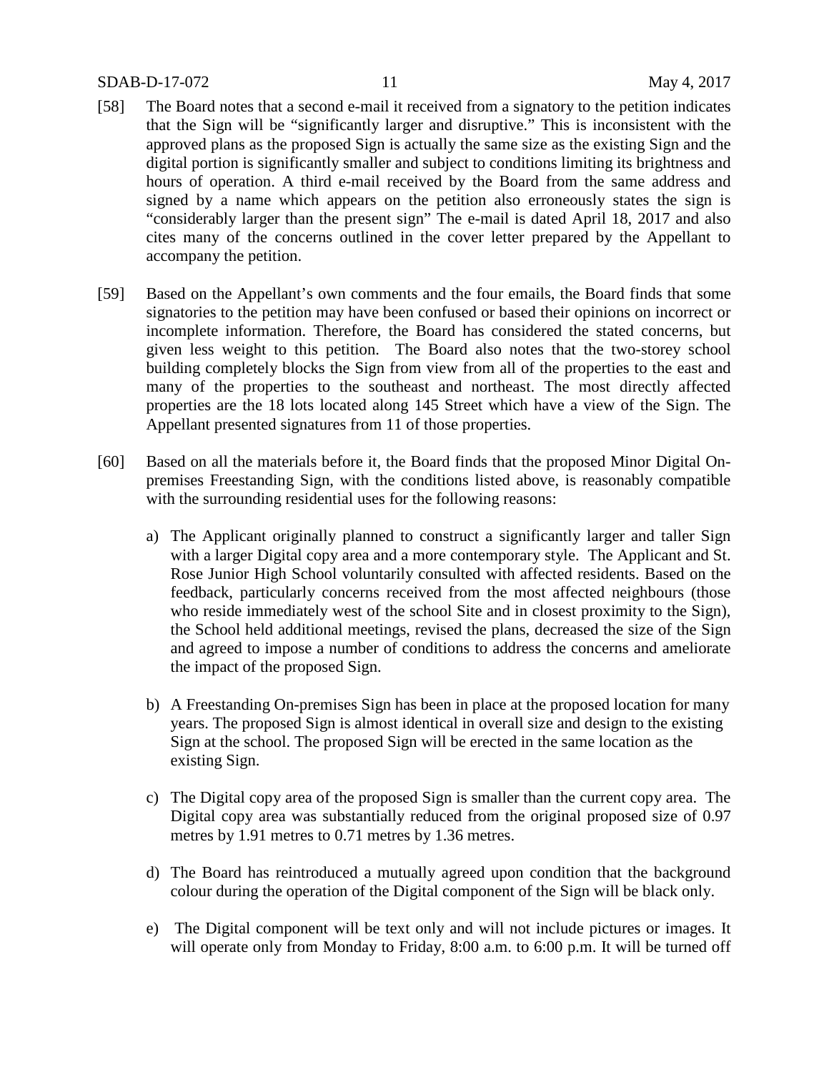[58] The Board notes that a second e-mail it received from a signatory to the petition indicates that the Sign will be "significantly larger and disruptive." This is inconsistent with the approved plans as the proposed Sign is actually the same size as the existing Sign and the digital portion is significantly smaller and subject to conditions limiting its brightness and hours of operation. A third e-mail received by the Board from the same address and signed by a name which appears on the petition also erroneously states the sign is "considerably larger than the present sign" The e-mail is dated April 18, 2017 and also cites many of the concerns outlined in the cover letter prepared by the Appellant to accompany the petition.

[59] Based on the Appellant's own comments and the four emails, the Board finds that some signatories to the petition may have been confused or based their opinions on incorrect or incomplete information. Therefore, the Board has considered the stated concerns, but given less weight to this petition. The Board also notes that the two-storey school building completely blocks the Sign from view from all of the properties to the east and many of the properties to the southeast and northeast. The most directly affected properties are the 18 lots located along 145 Street which have a view of the Sign. The Appellant presented signatures from 11 of those properties.

[60] Based on all the materials before it, the Board finds that the proposed Minor Digital On-premises Freestanding Sign, with the conditions listed above, is reasonably compatible with the surrounding residential uses for the following reasons:

a) The Applicant originally planned to construct a significantly larger and taller Sign with a larger Digital copy area and a more contemporary style. The Applicant and St. Rose Junior High School voluntarily consulted with affected residents. Based on the feedback, particularly concerns received from the most affected neighbours (those who reside immediately west of the school Site and in closest proximity to the Sign), the School held additional meetings, revised the plans, decreased the size of the Sign and agreed to impose a number of conditions to address the concerns and ameliorate the impact of the proposed Sign.

b) A Freestanding On-premises Sign has been in place at the proposed location for many years. The proposed Sign is almost identical in overall size and design to the existing Sign at the school. The proposed Sign will be erected in the same location as the existing Sign.

c) The Digital copy area of the proposed Sign is smaller than the current copy area. The Digital copy area was substantially reduced from the original proposed size of 0.97 metres by 1.91 metres to 0.71 metres by 1.36 metres.

d) The Board has reintroduced a mutually agreed upon condition that the background colour during the operation of the Digital component of the Sign will be black only.

e) The Digital component will be text only and will not include pictures or images. It will operate only from Monday to Friday, 8:00 a.m. to 6:00 p.m. It will be turned off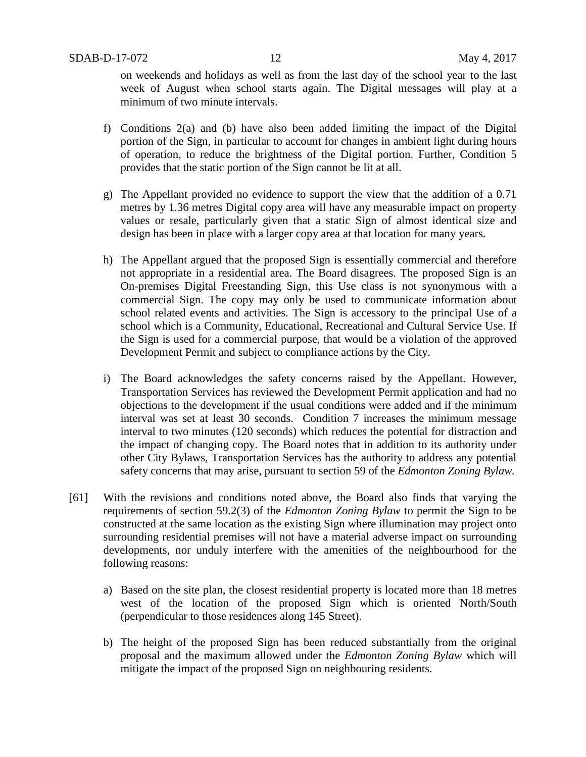on weekends and holidays as well as from the last day of the school year to the last week of August when school starts again. The Digital messages will play at a minimum of two minute intervals.

f) Conditions 2(a) and (b) have also been added limiting the impact of the Digital portion of the Sign, in particular to account for changes in ambient light during hours of operation, to reduce the brightness of the Digital portion. Further, Condition 5 provides that the static portion of the Sign cannot be lit at all.

g) The Appellant provided no evidence to support the view that the addition of a 0.71 metres by 1.36 metres Digital copy area will have any measurable impact on property values or resale, particularly given that a static Sign of almost identical size and design has been in place with a larger copy area at that location for many years.

h) The Appellant argued that the proposed Sign is essentially commercial and therefore not appropriate in a residential area. The Board disagrees. The proposed Sign is an On-premises Digital Freestanding Sign, this Use class is not synonymous with a commercial Sign. The copy may only be used to communicate information about school related events and activities. The Sign is accessory to the principal Use of a school which is a Community, Educational, Recreational and Cultural Service Use. If the Sign is used for a commercial purpose, that would be a violation of the approved Development Permit and subject to compliance actions by the City.

i) The Board acknowledges the safety concerns raised by the Appellant. However, Transportation Services has reviewed the Development Permit application and had no objections to the development if the usual conditions were added and if the minimum interval was set at least 30 seconds. Condition 7 increases the minimum message interval to two minutes (120 seconds) which reduces the potential for distraction and the impact of changing copy. The Board notes that in addition to its authority under other City Bylaws, Transportation Services has the authority to address any potential safety concerns that may arise, pursuant to section 59 of the *Edmonton Zoning Bylaw.*

[61] With the revisions and conditions noted above, the Board also finds that varying the requirements of section 59.2(3) of the *Edmonton Zoning Bylaw* to permit the Sign to be constructed at the same location as the existing Sign where illumination may project onto surrounding residential premises will not have a material adverse impact on surrounding developments, nor unduly interfere with the amenities of the neighbourhood for the following reasons:

a) Based on the site plan, the closest residential property is located more than 18 metres west of the location of the proposed Sign which is oriented North/South (perpendicular to those residences along 145 Street).

b) The height of the proposed Sign has been reduced substantially from the original proposal and the maximum allowed under the *Edmonton Zoning Bylaw* which will mitigate the impact of the proposed Sign on neighbouring residents.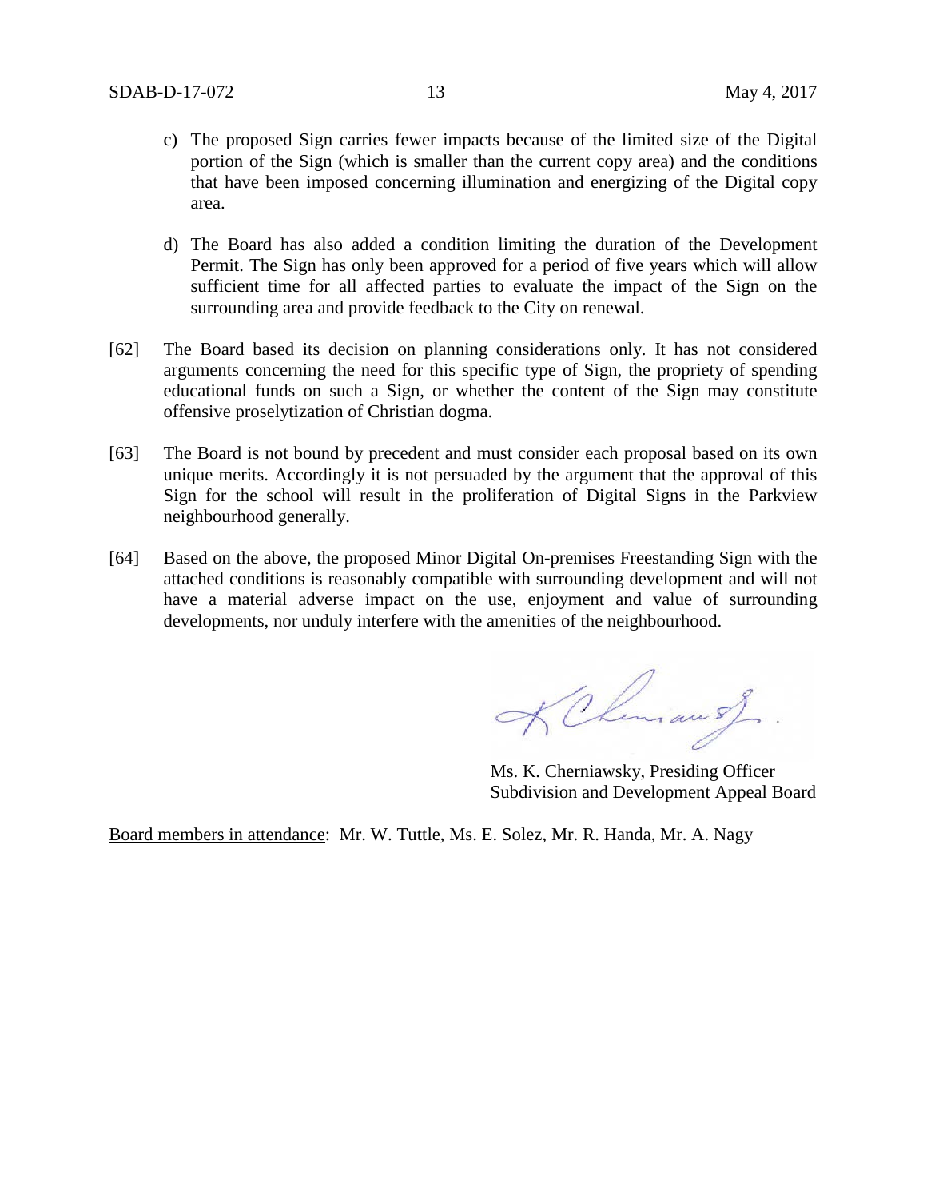c) The proposed Sign carries fewer impacts because of the limited size of the Digital portion of the Sign (which is smaller than the current copy area) and the conditions that have been imposed concerning illumination and energizing of the Digital copy area.

d) The Board has also added a condition limiting the duration of the Development Permit. The Sign has only been approved for a period of five years which will allow sufficient time for all affected parties to evaluate the impact of the Sign on the surrounding area and provide feedback to the City on renewal.

[62] The Board based its decision on planning considerations only. It has not considered arguments concerning the need for this specific type of Sign, the propriety of spending educational funds on such a Sign, or whether the content of the Sign may constitute offensive proselytization of Christian dogma.

[63] The Board is not bound by precedent and must consider each proposal based on its own unique merits. Accordingly it is not persuaded by the argument that the approval of this Sign for the school will result in the proliferation of Digital Signs in the Parkview neighbourhood generally.

[64] Based on the above, the proposed Minor Digital On-premises Freestanding Sign with the attached conditions is reasonably compatible with surrounding development and will not have a material adverse impact on the use, enjoyment and value of surrounding developments, nor unduly interfere with the amenities of the neighbourhood.

Ms. K. Cherniawsky, Presiding Officer
Subdivision and Development Appeal Board

Board members in attendance: Mr. W. Tuttle, Ms. E. Solez, Mr. R. Handa, Mr. A. Nagy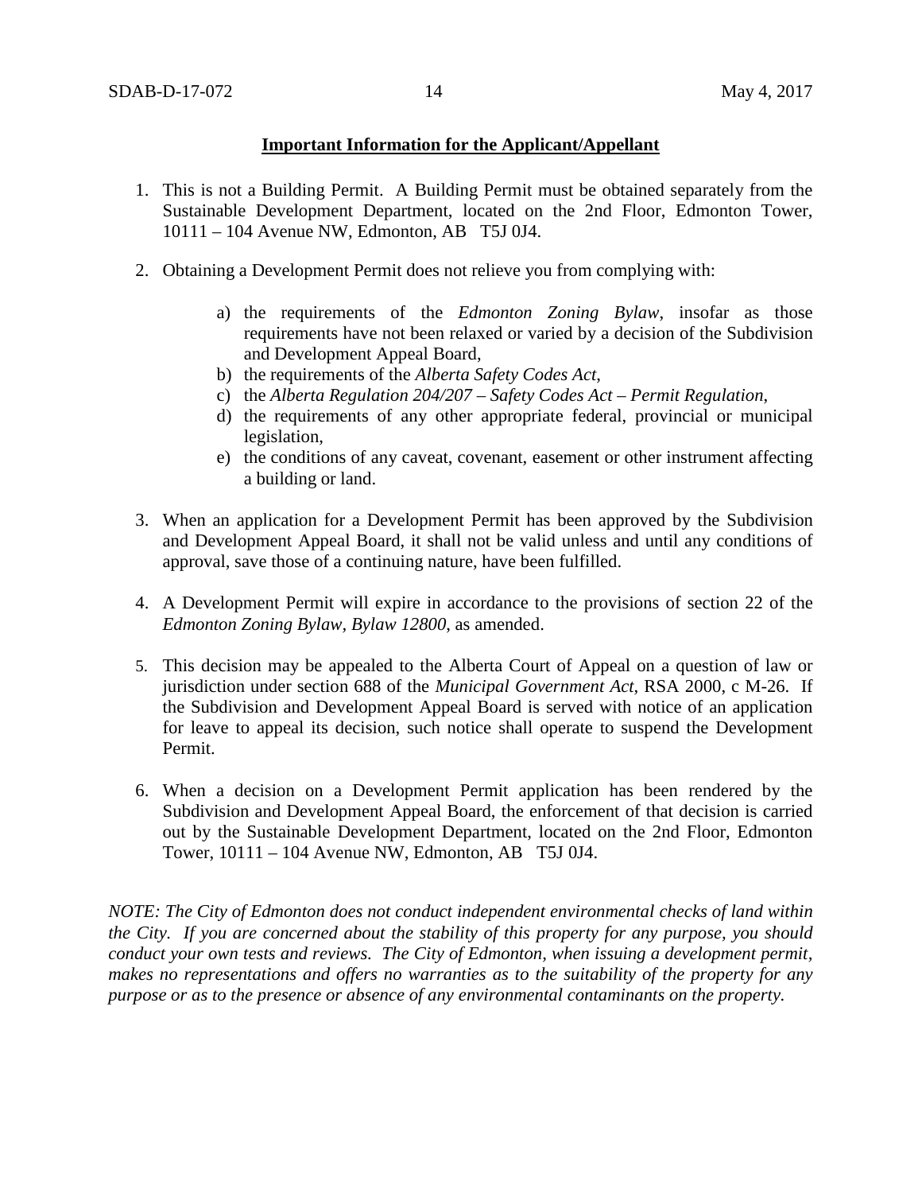**Important Information for the Applicant/Appellant**

1. This is not a Building Permit. A Building Permit must be obtained separately from the Sustainable Development Department, located on the 2nd Floor, Edmonton Tower, 10111 – 104 Avenue NW, Edmonton, AB T5J 0J4.

2. Obtaining a Development Permit does not relieve you from complying with:

    a) the requirements of the *Edmonton Zoning Bylaw*, insofar as those requirements have not been relaxed or varied by a decision of the Subdivision and Development Appeal Board,
    b) the requirements of the *Alberta Safety Codes Act*,
    c) the *Alberta Regulation 204/207 – Safety Codes Act – Permit Regulation*,
    d) the requirements of any other appropriate federal, provincial or municipal legislation,
    e) the conditions of any caveat, covenant, easement or other instrument affecting a building or land.

3. When an application for a Development Permit has been approved by the Subdivision and Development Appeal Board, it shall not be valid unless and until any conditions of approval, save those of a continuing nature, have been fulfilled.

4. A Development Permit will expire in accordance to the provisions of section 22 of the *Edmonton Zoning Bylaw, Bylaw 12800*, as amended.

5. This decision may be appealed to the Alberta Court of Appeal on a question of law or jurisdiction under section 688 of the *Municipal Government Act*, RSA 2000, c M-26. If the Subdivision and Development Appeal Board is served with notice of an application for leave to appeal its decision, such notice shall operate to suspend the Development Permit.

6. When a decision on a Development Permit application has been rendered by the Subdivision and Development Appeal Board, the enforcement of that decision is carried out by the Sustainable Development Department, located on the 2nd Floor, Edmonton Tower, 10111 – 104 Avenue NW, Edmonton, AB T5J 0J4.

*NOTE: The City of Edmonton does not conduct independent environmental checks of land within the City. If you are concerned about the stability of this property for any purpose, you should conduct your own tests and reviews. The City of Edmonton, when issuing a development permit, makes no representations and offers no warranties as to the suitability of the property for any purpose or as to the presence or absence of any environmental contaminants on the property.*